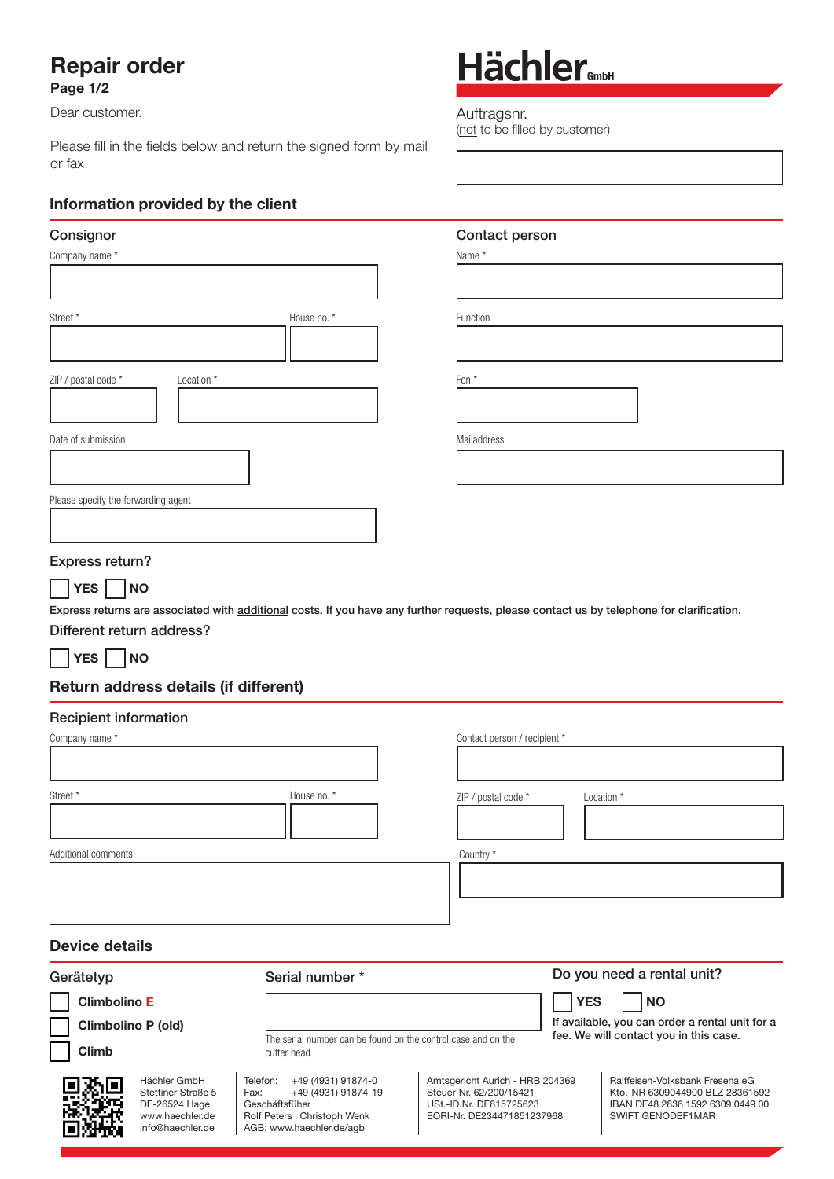# Repair order

**Page 1/2**

Dear customer.

Please fill in the fields below and return the signed form by mail or fax.

**Hächler GmbH**

Auftragsnr.
(not to be filled by customer)

## Information provided by the client

### Consignor

Company name *

Street *

House no. *

ZIP / postal code *

Location *

Date of submission

Please specify the forwarding agent

### Contact person

Name *

Function

Fon *

Mailaddress

### Express return?

☐ **YES** ☐ **NO**

**Express returns are associated with additional costs. If you have any further requests, please contact us by telephone for clarification.**

### Different return address?

☐ **YES** ☐ **NO**

## Return address details (if different)

### Recipient information

Company name *

Street *

House no. *

Additional comments

Contact person / recipient *

ZIP / postal code *

Location *

Country *

## Device details

### Gerätetyp

☐ **Climbolino E**

☐ **Climbolino P (old)**

☐ **Climb**

### Serial number *

The serial number can be found on the control case and on the cutter head

### Do you need a rental unit?

☐ **YES** ☐ **NO**

**If available, you can order a rental unit for a fee. We will contact you in this case.**

Hächler GmbH
Stettiner Straße 5
DE-26524 Hage
www.haechler.de
info@haechler.de

Telefon: +49 (4931) 91874-0
Fax: +49 (4931) 91874-19
Geschäftsführer
Rolf Peters | Christoph Wenk
AGB: www.haechler.de/agb

Amtsgericht Aurich - HRB 204369
Steuer-Nr. 62/200/15421
USt.-ID.Nr. DE815725623
EORI-Nr. DE234471851237968

Raiffeisen-Volksbank Fresena eG
Kto.-NR 6309044900 BLZ 28361592
IBAN DE48 2836 1592 6309 0449 00
SWIFT GENODEF1MAR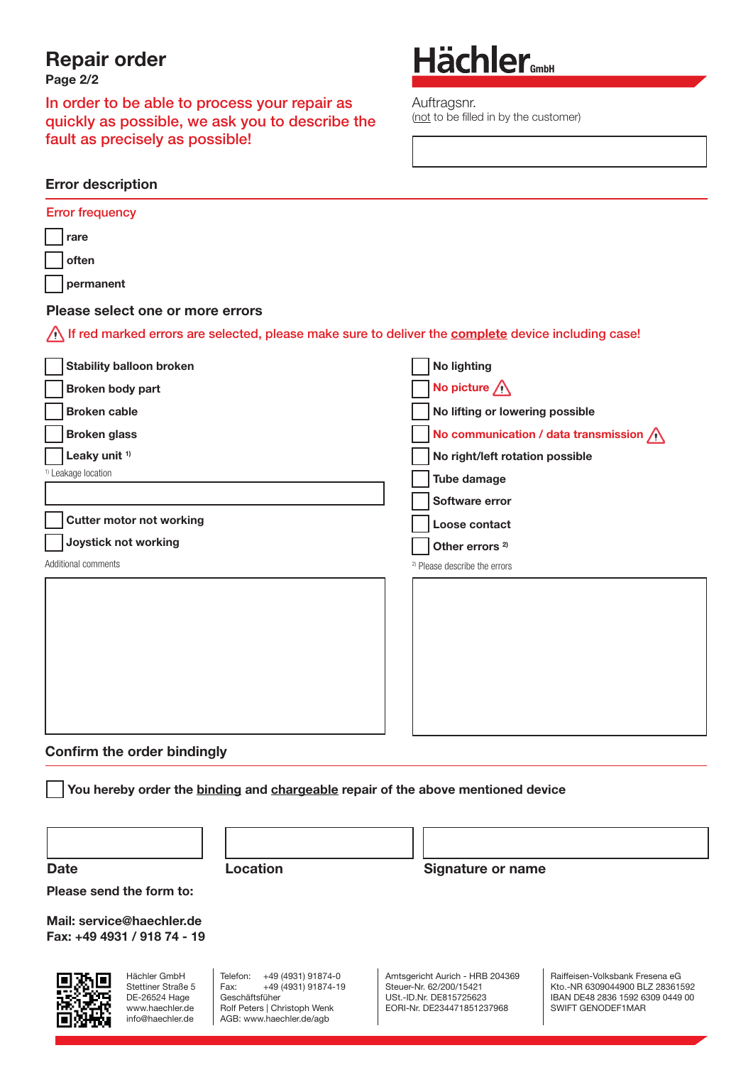# Repair order

**Page 2/2**

In order to be able to process your repair as quickly as possible, we ask you to describe the fault as precisely as possible!

**Hächler** GmbH

Auftragsnr.
(not to be filled in by the customer)

## Error description

### Error frequency

- ☐ rare
- ☐ often
- ☐ permanent

### Please select one or more errors

⚠ If red marked errors are selected, please make sure to deliver the **complete** device including case!

- ☐ Stability balloon broken
- ☐ Broken body part
- ☐ Broken cable
- ☐ Broken glass
- ☐ Leaky unit [1]

[1] Leakage location

- ☐ Cutter motor not working
- ☐ Joystick not working

Additional comments

- ☐ No lighting
- ☐ No picture ⚠
- ☐ No lifting or lowering possible
- ☐ No communication / data transmission ⚠
- ☐ No right/left rotation possible
- ☐ Tube damage
- ☐ Software error
- ☐ Loose contact
- ☐ Other errors [2]

[2] Please describe the errors

## Confirm the order bindingly

☐ **You hereby order the binding and chargeable repair of the above mentioned device**

| Date | Location | Signature or name |
|---|---|---|
| | | |

**Please send the form to:**

**Mail: service@haechler.de**
**Fax: +49 4931 / 918 74 - 19**

Hächler GmbH
Stettiner Straße 5
DE-26524 Hage
www.haechler.de
info@haechler.de

Telefon: +49 (4931) 91874-0
Fax: +49 (4931) 91874-19
Geschäftsführer
Rolf Peters | Christoph Wenk
AGB: www.haechler.de/agb

Amtsgericht Aurich - HRB 204369
Steuer-Nr. 62/200/15421
USt.-ID.Nr. DE815725623
EORI-Nr. DE234471851237968

Raiffeisen-Volksbank Fresena eG
Kto.-NR 6309044900 BLZ 28361592
IBAN DE48 2836 1592 6309 0449 00
SWIFT GENODEF1MAR